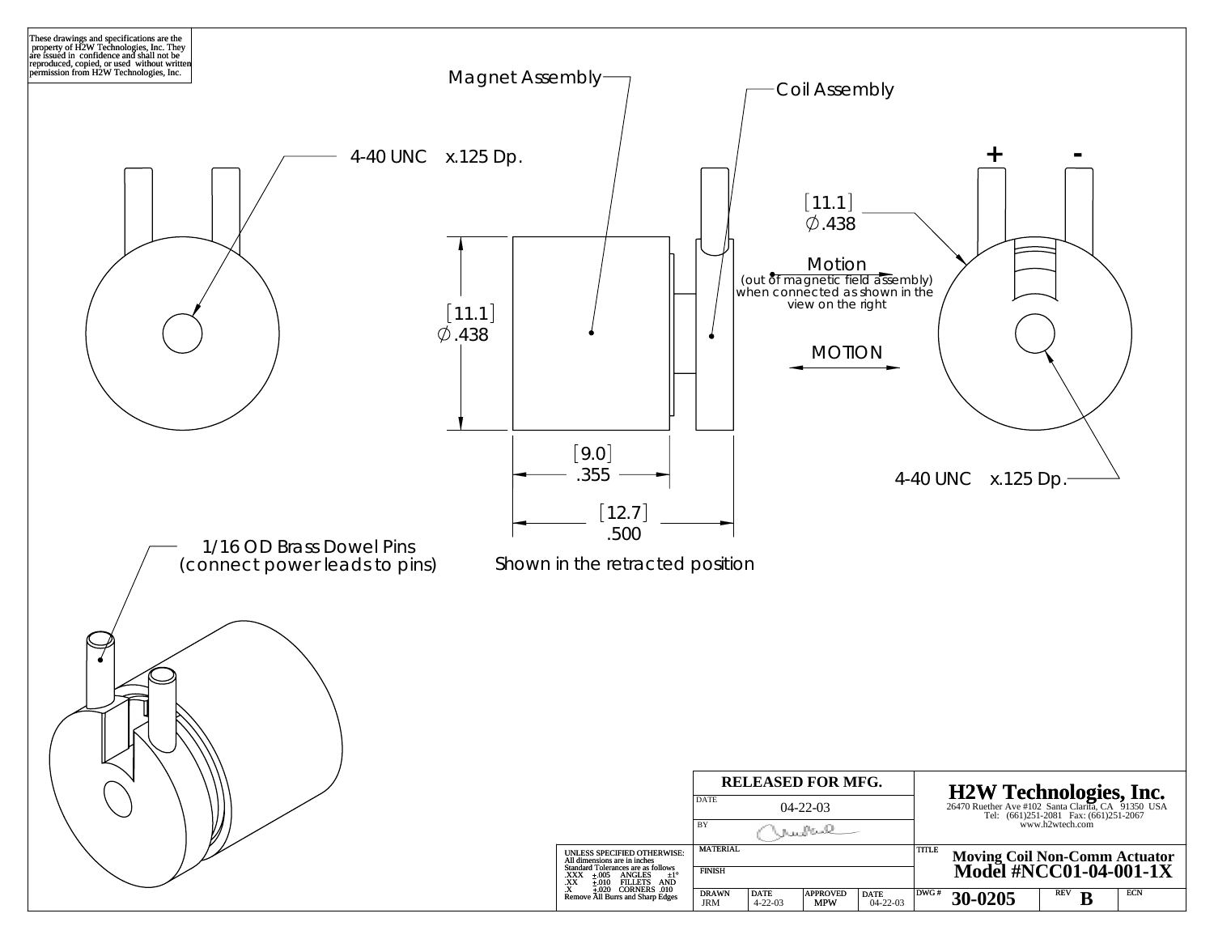These drawings and specifications are the property of H2W Technologies, Inc. They are issued in confidence and shall not be reproduced, copied, or used without written permission from H2W Technologies, Inc.

Magnet Assembly

Coil Assembly

4-40 UNC x.125 Dp.

+ -

[11.1]
∅.438

Motion
(out of magnetic field assembly)
when connected as shown in the view on the right

[11.1]
∅.438

MOTION

[9.0]
.355

[12.7]
.500

4-40 UNC x.125 Dp.

1/16 OD Brass Dowel Pins
(connect power leads to pins)

Shown in the retracted position

| RELEASED FOR MFG. | | | |
|---|---|---|---|
| DATE 04-22-03 | | | |
| BY | | | |
| MATERIAL | | | |
| FINISH | | | |
| DRAWN JRM | DATE 4-22-03 | APPROVED MPW | DATE 04-22-03 |

UNLESS SPECIFIED OTHERWISE:
All dimensions are in inches
Standard Tolerances are as follows
.XXX ±.005 ANGLES ±1°
.XX ±.010 FILLETS AND
.X ±.020 CORNERS .010
Remove All Burrs and Sharp Edges

**H2W Technologies, Inc.**
26470 Ruether Ave #102 Santa Clarita, CA 91350 USA
Tel: (661)251-2081 Fax: (661)251-2067
www.h2wtech.com

TITLE **Moving Coil Non-Comm Actuator Model #NCC01-04-001-1X**

| DWG # | REV | ECN |
|---|---|---|
| 30-0205 | B | |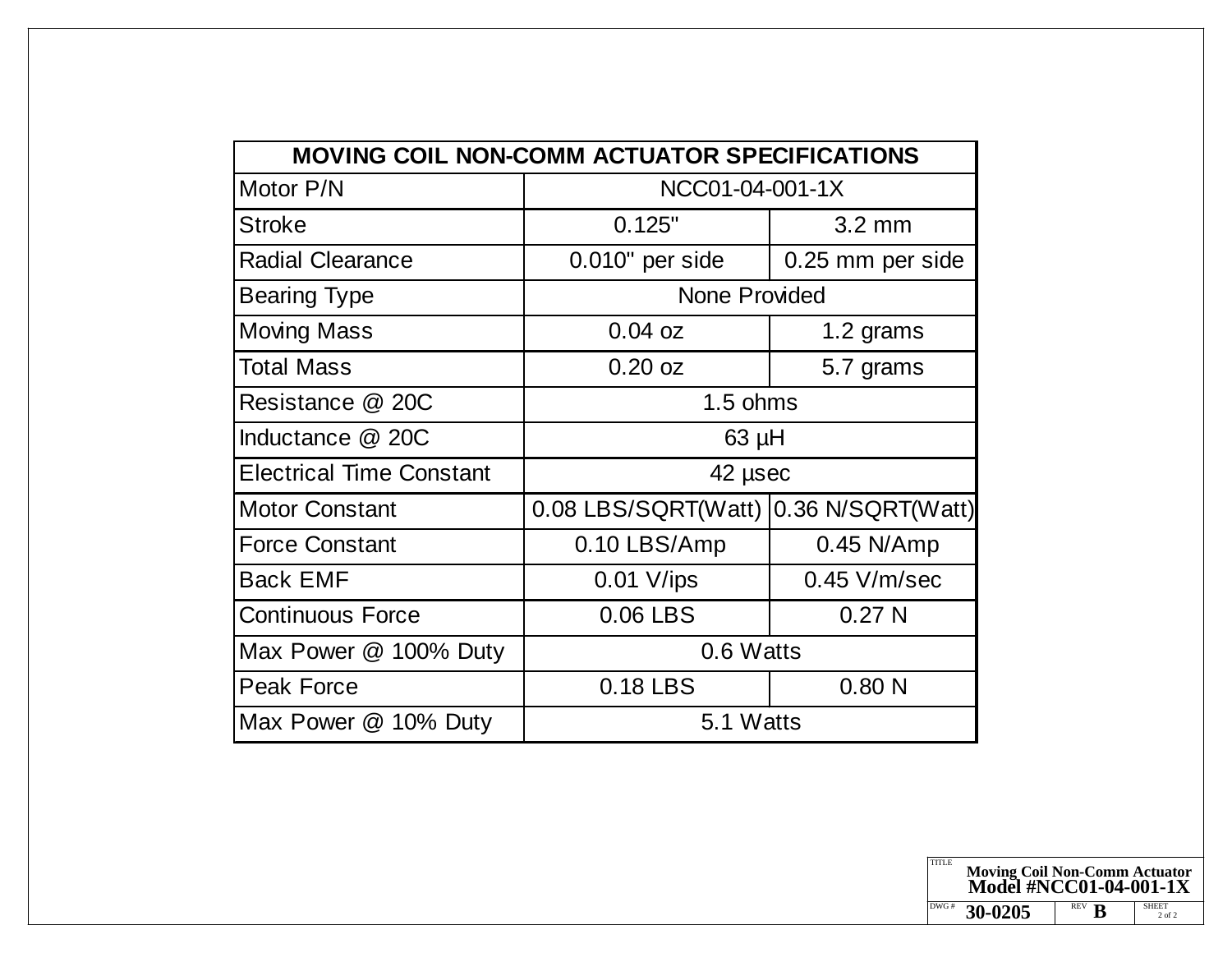| MOVING COIL NON-COMM ACTUATOR SPECIFICATIONS | | |
|---|---|---|
| Motor P/N | NCC01-04-001-1X | |
| Stroke | 0.125" | 3.2 mm |
| Radial Clearance | 0.010" per side | 0.25 mm per side |
| Bearing Type | None Provided | |
| Moving Mass | 0.04 oz | 1.2 grams |
| Total Mass | 0.20 oz | 5.7 grams |
| Resistance @ 20C | 1.5 ohms | |
| Inductance @ 20C | 63 µH | |
| Electrical Time Constant | 42 µsec | |
| Motor Constant | 0.08 LBS/SQRT(Watt) | 0.36 N/SQRT(Watt) |
| Force Constant | 0.10 LBS/Amp | 0.45 N/Amp |
| Back EMF | 0.01 V/ips | 0.45 V/m/sec |
| Continuous Force | 0.06 LBS | 0.27 N |
| Max Power @ 100% Duty | 0.6 Watts | |
| Peak Force | 0.18 LBS | 0.80 N |
| Max Power @ 10% Duty | 5.1 Watts | |

| | | | |
|---|---|---|---|
| TITLE | Moving Coil Non-Comm Actuator Model #NCC01-04-001-1X | | |
| DWG # 30-0205 | REV B | SHEET 2 of 2 | |